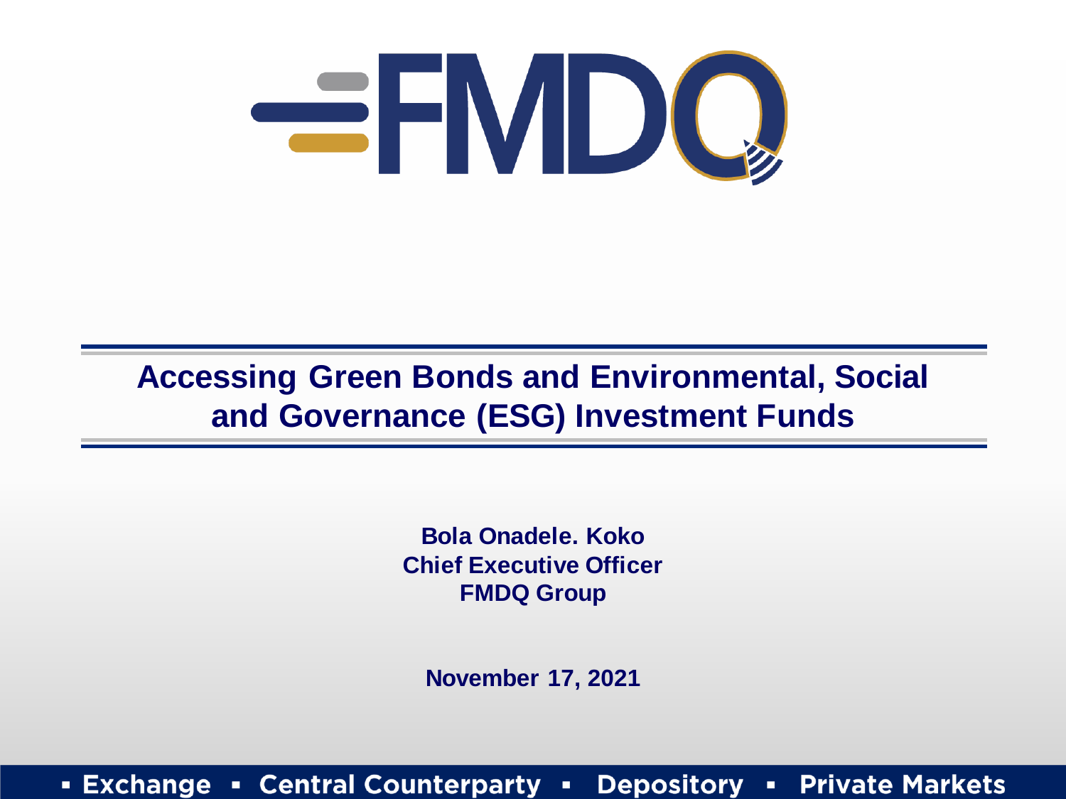# Accessing Green Bonds and Environmental, Social and Governance (ESG) Investment Funds

**Bola Onadele. Koko**
**Chief Executive Officer**
**FMDQ Group**

**November 17, 2021**

▪ Exchange ▪ Central Counterparty ▪ Depository ▪ Private Markets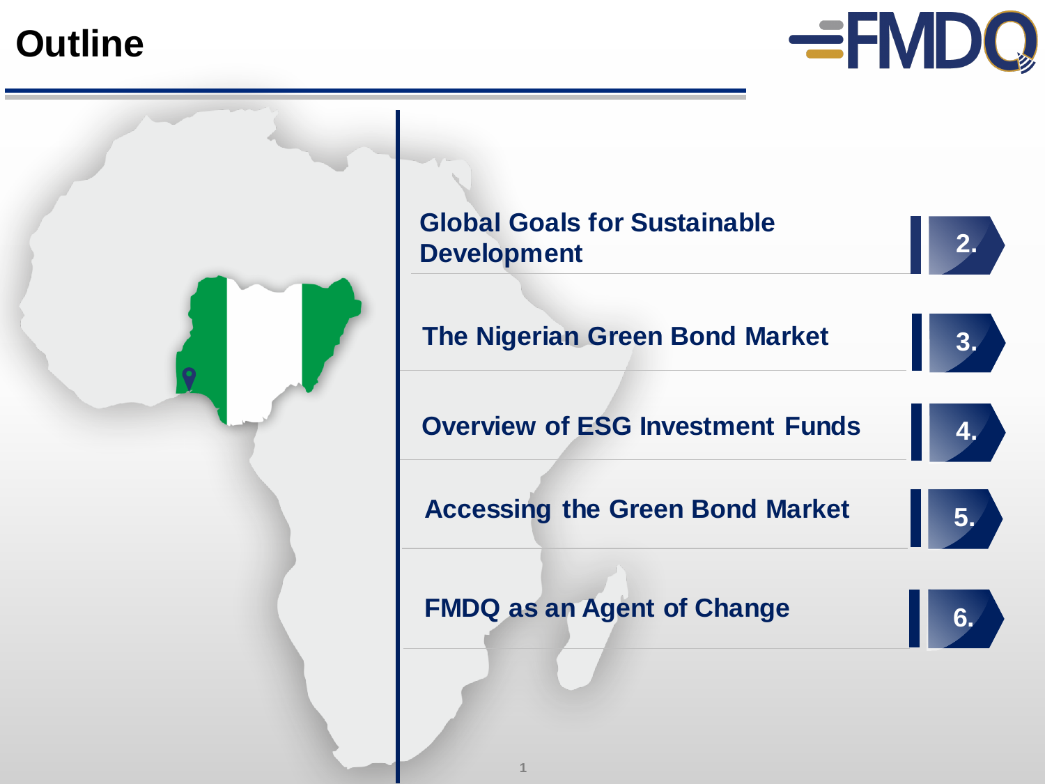# Outline

- Global Goals for Sustainable Development — 2.
- The Nigerian Green Bond Market — 3.
- Overview of ESG Investment Funds — 4.
- Accessing the Green Bond Market — 5.
- FMDQ as an Agent of Change — 6.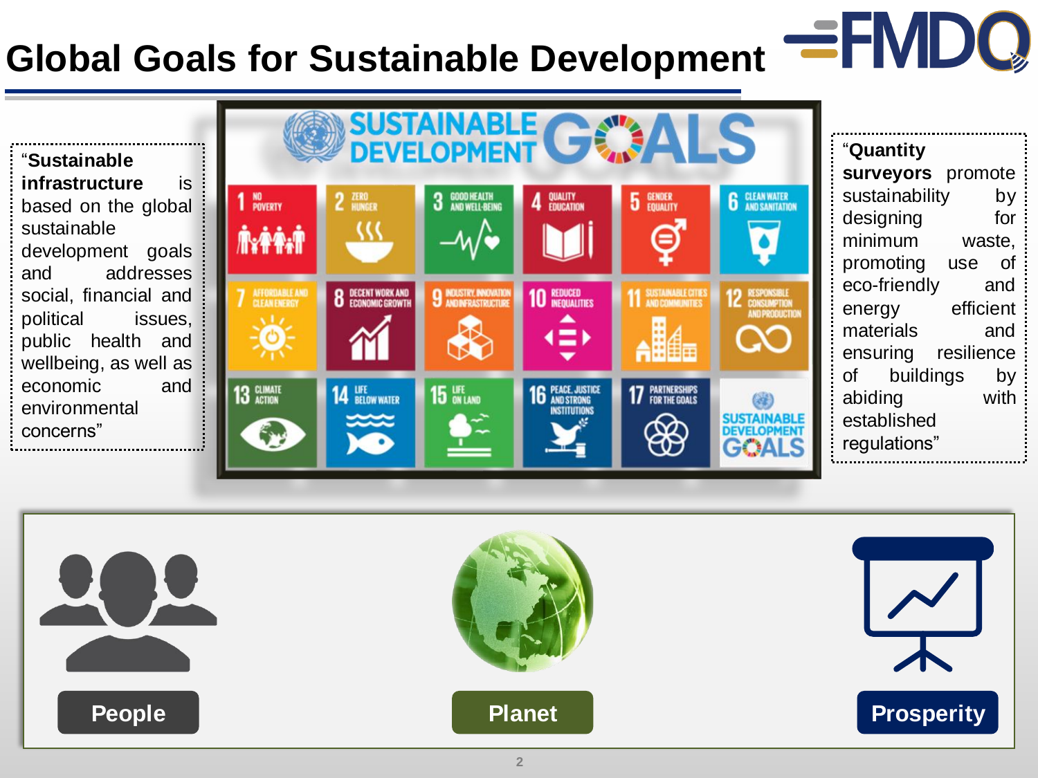# Global Goals for Sustainable Development

"**Sustainable infrastructure** is based on the global sustainable development goals and addresses social, financial and political issues, public health and wellbeing, as well as economic and environmental concerns"

"**Quantity surveyors** promote sustainability by designing for minimum waste, promoting use of eco-friendly and energy efficient materials and ensuring resilience of buildings by abiding with established regulations"

**People**

**Planet**

**Prosperity**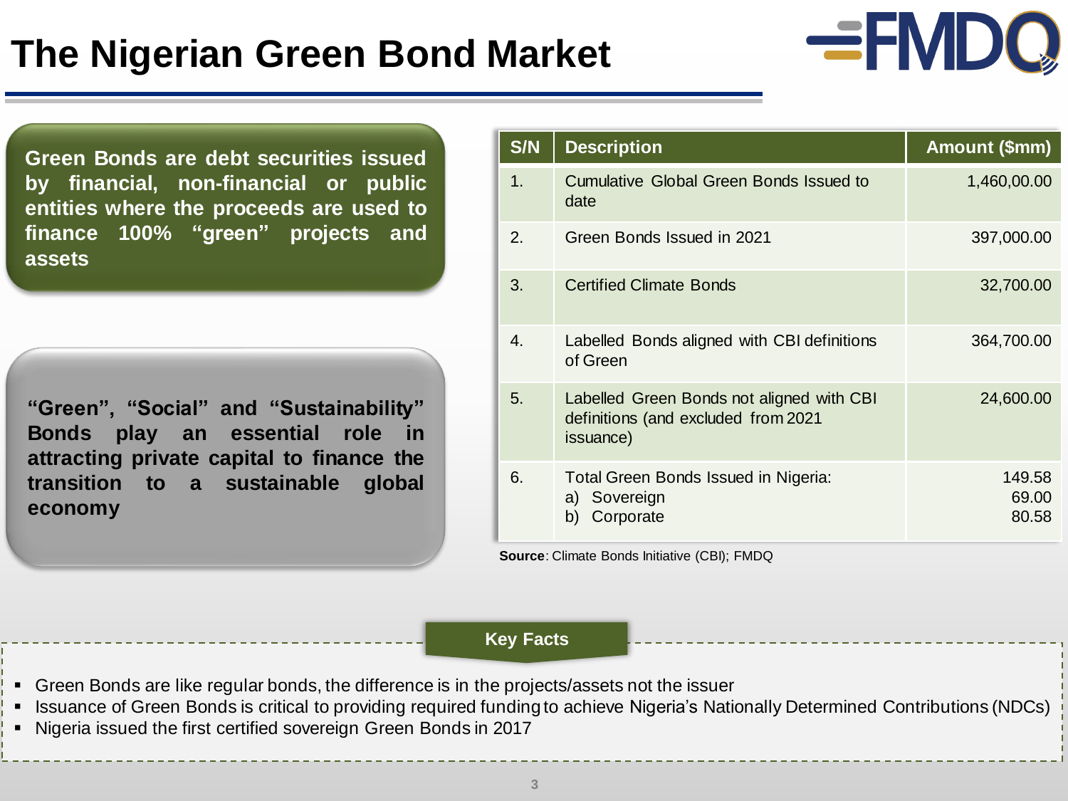# The Nigerian Green Bond Market

**Green Bonds are debt securities issued by financial, non-financial or public entities where the proceeds are used to finance 100% "green" projects and assets**

**"Green", "Social" and "Sustainability" Bonds play an essential role in attracting private capital to finance the transition to a sustainable global economy**

| S/N | Description | Amount ($mm) |
|---|---|---|
| 1. | Cumulative Global Green Bonds Issued to date | 1,460,00.00 |
| 2. | Green Bonds Issued in 2021 | 397,000.00 |
| 3. | Certified Climate Bonds | 32,700.00 |
| 4. | Labelled Bonds aligned with CBI definitions of Green | 364,700.00 |
| 5. | Labelled Green Bonds not aligned with CBI definitions (and excluded from 2021 issuance) | 24,600.00 |
| 6. | Total Green Bonds Issued in Nigeria:<br>a) Sovereign<br>b) Corporate | 149.58<br>69.00<br>80.58 |

**Source**: Climate Bonds Initiative (CBI); FMDQ

**Key Facts**

- Green Bonds are like regular bonds, the difference is in the projects/assets not the issuer
- Issuance of Green Bonds is critical to providing required funding to achieve Nigeria's Nationally Determined Contributions (NDCs)
- Nigeria issued the first certified sovereign Green Bonds in 2017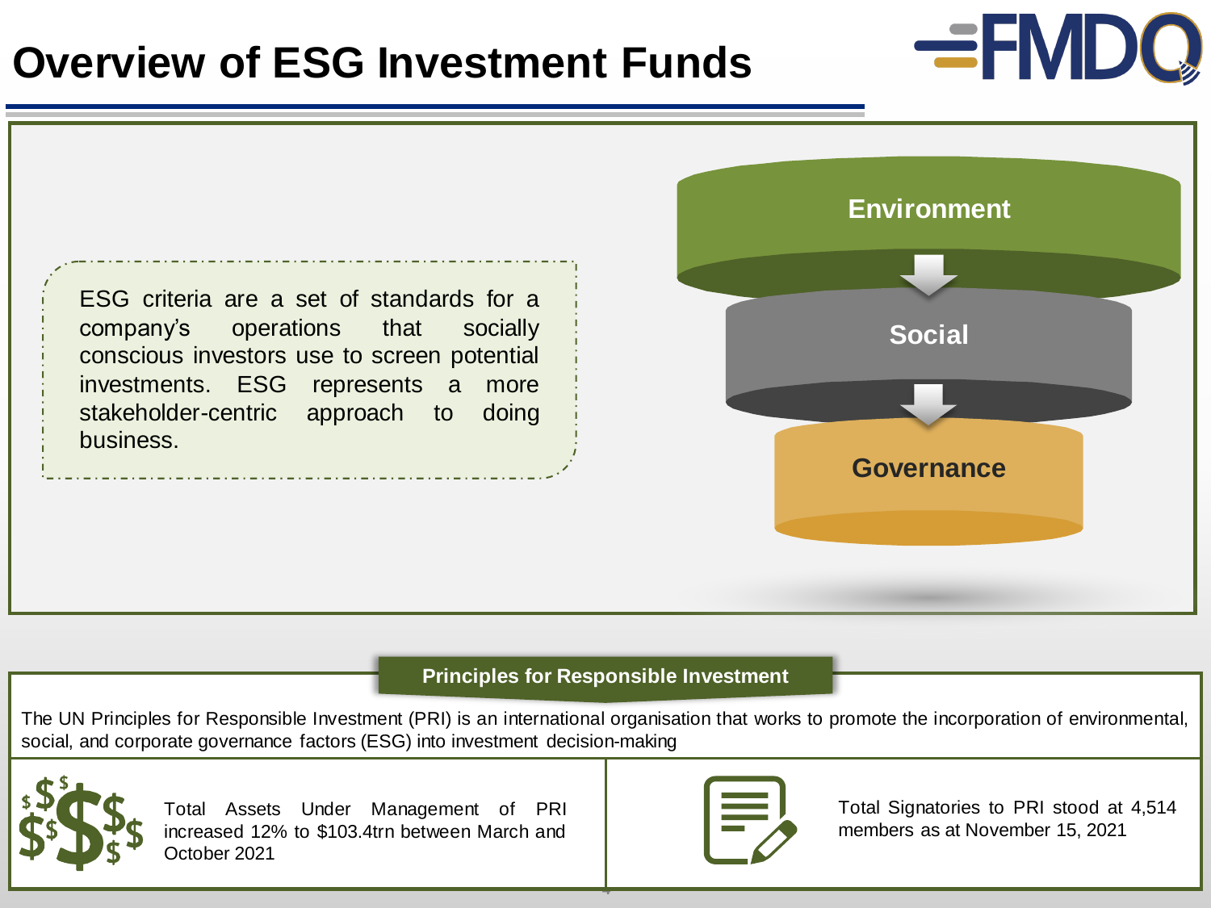# Overview of ESG Investment Funds

ESG criteria are a set of standards for a company's operations that socially conscious investors use to screen potential investments. ESG represents a more stakeholder-centric approach to doing business.

Environment

Social

Governance

## Principles for Responsible Investment

The UN Principles for Responsible Investment (PRI) is an international organisation that works to promote the incorporation of environmental, social, and corporate governance factors (ESG) into investment decision-making

Total Assets Under Management of PRI increased 12% to $103.4trn between March and October 2021

Total Signatories to PRI stood at 4,514 members as at November 15, 2021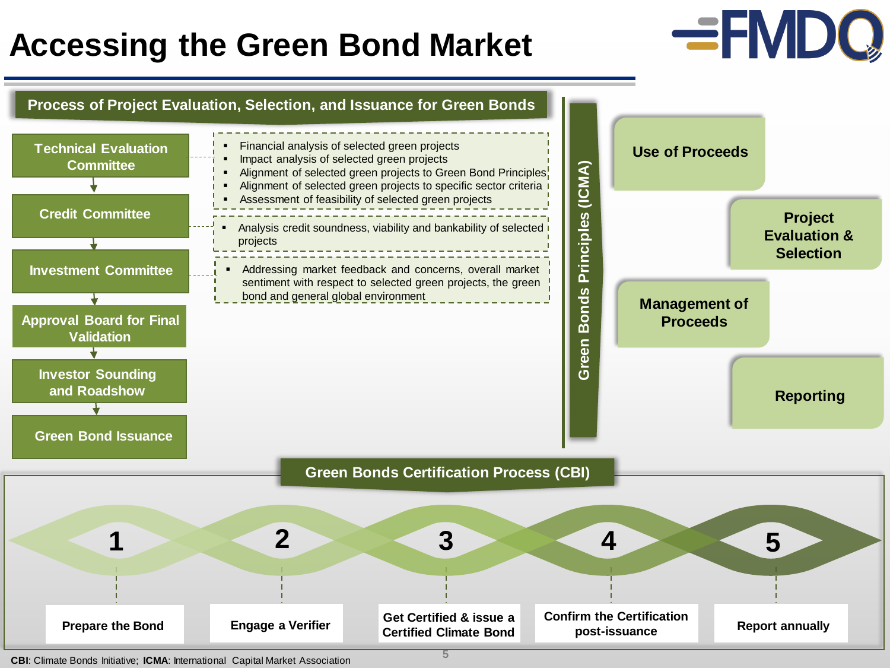# Accessing the Green Bond Market

## Process of Project Evaluation, Selection, and Issuance for Green Bonds

**Technical Evaluation Committee**

- Financial analysis of selected green projects
- Impact analysis of selected green projects
- Alignment of selected green projects to Green Bond Principles
- Alignment of selected green projects to specific sector criteria
- Assessment of feasibility of selected green projects

**Credit Committee**

- Analysis credit soundness, viability and bankability of selected projects

**Investment Committee**

- Addressing market feedback and concerns, overall market sentiment with respect to selected green projects, the green bond and general global environment

**Approval Board for Final Validation**

**Investor Sounding and Roadshow**

**Green Bond Issuance**

## Green Bonds Principles (ICMA)

- Use of Proceeds
- Project Evaluation & Selection
- Management of Proceeds
- Reporting

## Green Bonds Certification Process (CBI)

1. Prepare the Bond
2. Engage a Verifier
3. Get Certified & issue a Certified Climate Bond
4. Confirm the Certification post-issuance
5. Report annually

**CBI**: Climate Bonds Initiative; **ICMA**: International Capital Market Association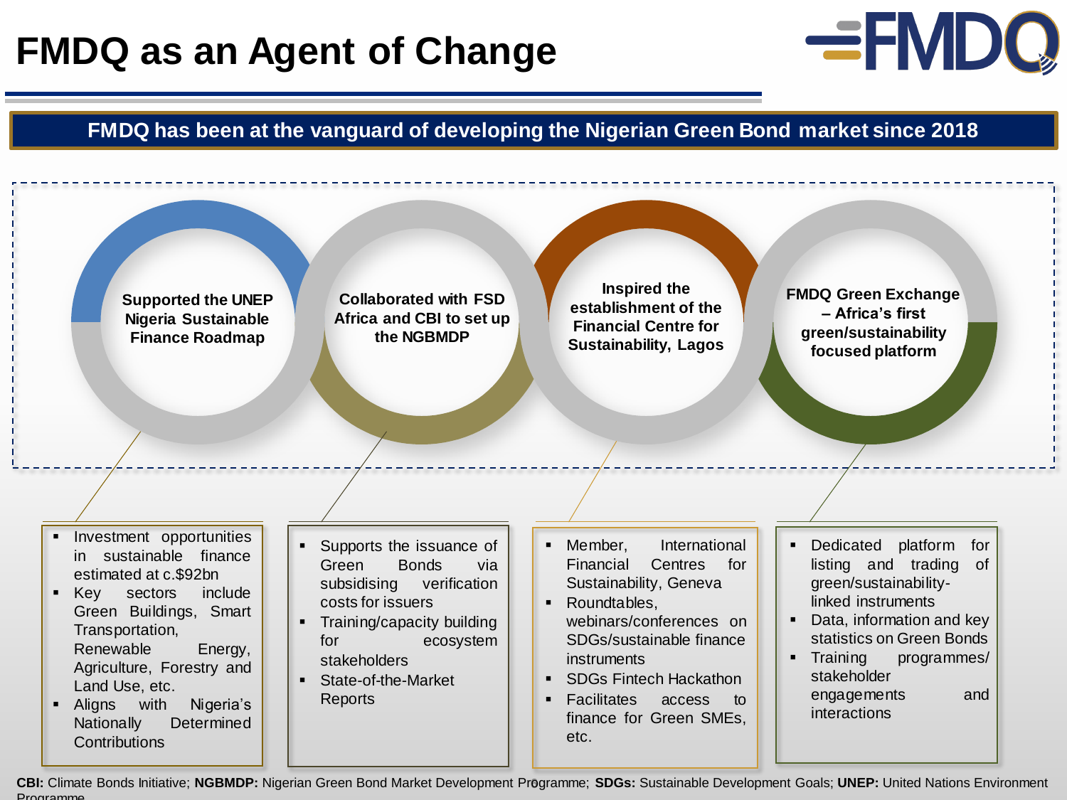# FMDQ as an Agent of Change

**FMDQ has been at the vanguard of developing the Nigerian Green Bond market since 2018**

### Supported the UNEP Nigeria Sustainable Finance Roadmap

- Investment opportunities in sustainable finance estimated at c.$92bn
- Key sectors include Green Buildings, Smart Transportation, Renewable Energy, Agriculture, Forestry and Land Use, etc.
- Aligns with Nigeria's Nationally Determined Contributions

### Collaborated with FSD Africa and CBI to set up the NGBMDP

- Supports the issuance of Green Bonds via subsidising verification costs for issuers
- Training/capacity building for ecosystem stakeholders
- State-of-the-Market Reports

### Inspired the establishment of the Financial Centre for Sustainability, Lagos

- Member, International Financial Centres for Sustainability, Geneva
- Roundtables, webinars/conferences on SDGs/sustainable finance instruments
- SDGs Fintech Hackathon
- Facilitates access to finance for Green SMEs, etc.

### FMDQ Green Exchange – Africa's first green/sustainability focused platform

- Dedicated platform for listing and trading of green/sustainability-linked instruments
- Data, information and key statistics on Green Bonds
- Training programmes/ stakeholder engagements and interactions

**CBI:** Climate Bonds Initiative; **NGBMDP:** Nigerian Green Bond Market Development Programme; **SDGs:** Sustainable Development Goals; **UNEP:** United Nations Environment Programme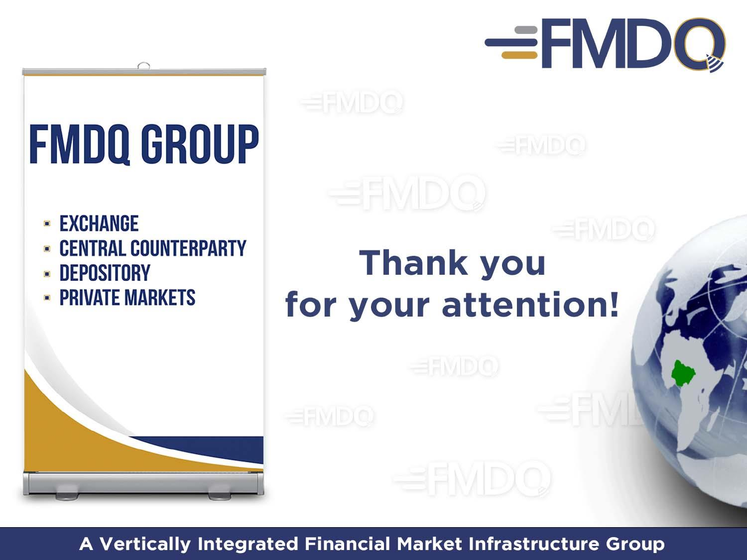FMDQ

# FMDQ GROUP

- EXCHANGE
- CENTRAL COUNTERPARTY
- DEPOSITORY
- PRIVATE MARKETS

**Thank you for your attention!**

A Vertically Integrated Financial Market Infrastructure Group